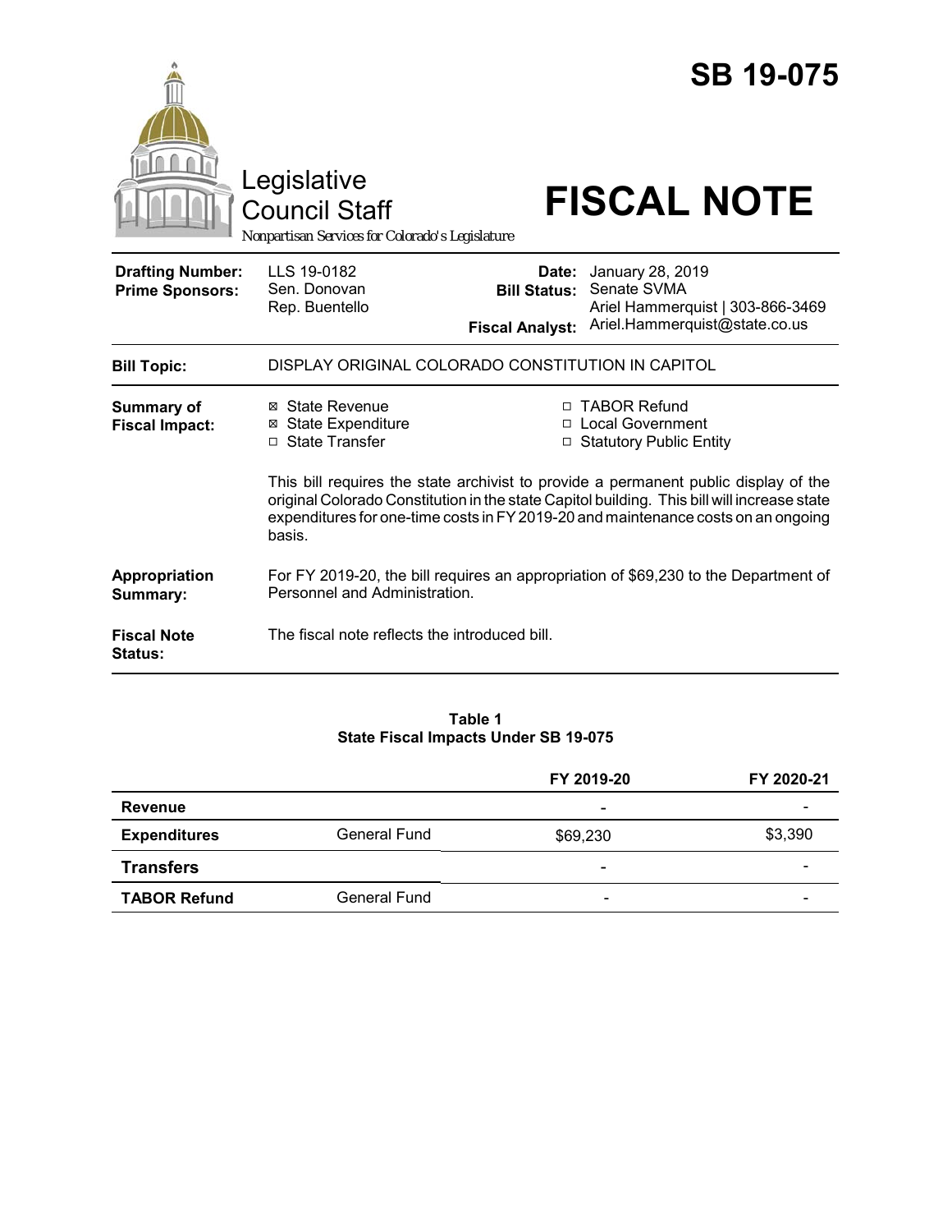# SB 19-075

Legislative Council Staff

*Nonpartisan Services for Colorado's Legislature*

# FISCAL NOTE

| | | | |
|---|---|---|---|
| **Drafting Number:** | LLS 19-0182 | **Date:** | January 28, 2019 |
| **Prime Sponsors:** | Sen. Donovan<br>Rep. Buentello | **Bill Status:** | Senate SVMA |
| | | **Fiscal Analyst:** | Ariel Hammerquist \| 303-866-3469<br>Ariel.Hammerquist@state.co.us |

| | |
|---|---|
| **Bill Topic:** | DISPLAY ORIGINAL COLORADO CONSTITUTION IN CAPITOL |
| **Summary of Fiscal Impact:** | ☒ State Revenue<br>☒ State Expenditure<br>☐ State Transfer<br>☐ TABOR Refund<br>☐ Local Government<br>☐ Statutory Public Entity<br><br>This bill requires the state archivist to provide a permanent public display of the original Colorado Constitution in the state Capitol building. This bill will increase state expenditures for one-time costs in FY 2019-20 and maintenance costs on an ongoing basis. |
| **Appropriation Summary:** | For FY 2019-20, the bill requires an appropriation of $69,230 to the Department of Personnel and Administration. |
| **Fiscal Note Status:** | The fiscal note reflects the introduced bill. |

**Table 1**
**State Fiscal Impacts Under SB 19-075**

| | | FY 2019-20 | FY 2020-21 |
|---|---|---|---|
| **Revenue** | | - | - |
| **Expenditures** | General Fund | $69,230 | $3,390 |
| **Transfers** | | - | - |
| **TABOR Refund** | General Fund | - | - |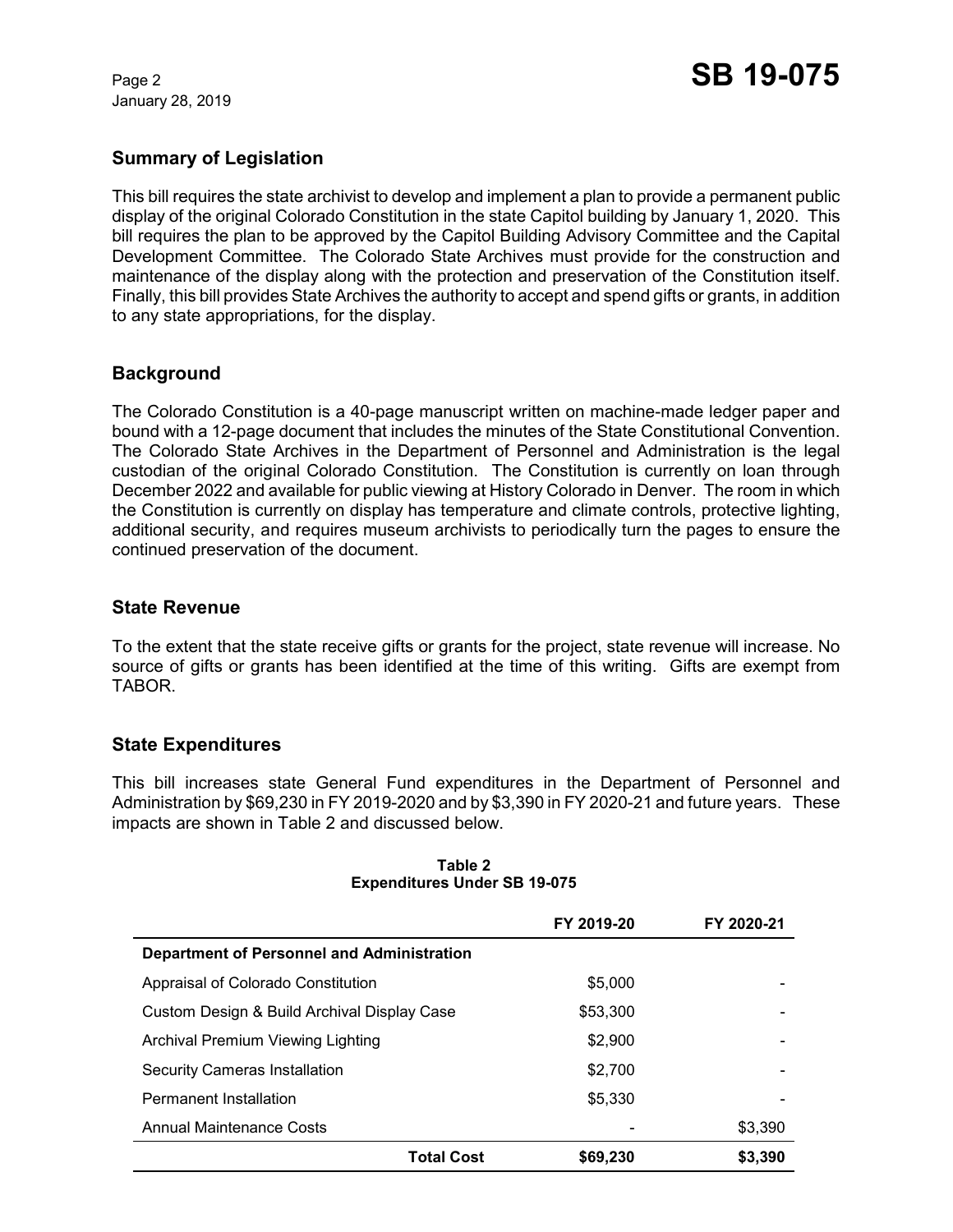## Summary of Legislation

This bill requires the state archivist to develop and implement a plan to provide a permanent public display of the original Colorado Constitution in the state Capitol building by January 1, 2020. This bill requires the plan to be approved by the Capitol Building Advisory Committee and the Capital Development Committee. The Colorado State Archives must provide for the construction and maintenance of the display along with the protection and preservation of the Constitution itself. Finally, this bill provides State Archives the authority to accept and spend gifts or grants, in addition to any state appropriations, for the display.

## Background

The Colorado Constitution is a 40-page manuscript written on machine-made ledger paper and bound with a 12-page document that includes the minutes of the State Constitutional Convention. The Colorado State Archives in the Department of Personnel and Administration is the legal custodian of the original Colorado Constitution. The Constitution is currently on loan through December 2022 and available for public viewing at History Colorado in Denver. The room in which the Constitution is currently on display has temperature and climate controls, protective lighting, additional security, and requires museum archivists to periodically turn the pages to ensure the continued preservation of the document.

## State Revenue

To the extent that the state receive gifts or grants for the project, state revenue will increase. No source of gifts or grants has been identified at the time of this writing. Gifts are exempt from TABOR.

## State Expenditures

This bill increases state General Fund expenditures in the Department of Personnel and Administration by $69,230 in FY 2019-2020 and by $3,390 in FY 2020-21 and future years. These impacts are shown in Table 2 and discussed below.

**Table 2**
**Expenditures Under SB 19-075**

| | FY 2019-20 | FY 2020-21 |
|---|---|---|
| **Department of Personnel and Administration** | | |
| Appraisal of Colorado Constitution | $5,000 | - |
| Custom Design & Build Archival Display Case | $53,300 | - |
| Archival Premium Viewing Lighting | $2,900 | - |
| Security Cameras Installation | $2,700 | - |
| Permanent Installation | $5,330 | - |
| Annual Maintenance Costs | - | $3,390 |
| **Total Cost** | **$69,230** | **$3,390** |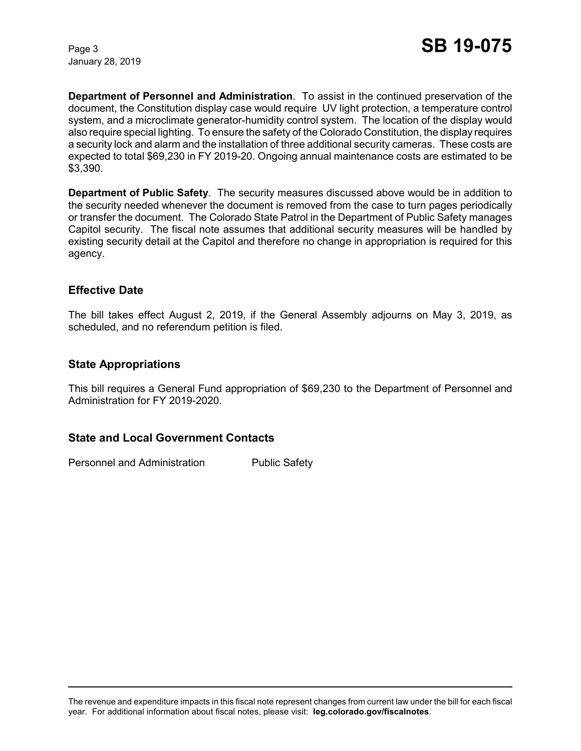**Department of Personnel and Administration**. To assist in the continued preservation of the document, the Constitution display case would require UV light protection, a temperature control system, and a microclimate generator-humidity control system. The location of the display would also require special lighting. To ensure the safety of the Colorado Constitution, the display requires a security lock and alarm and the installation of three additional security cameras. These costs are expected to total $69,230 in FY 2019-20. Ongoing annual maintenance costs are estimated to be $3,390.

**Department of Public Safety**. The security measures discussed above would be in addition to the security needed whenever the document is removed from the case to turn pages periodically or transfer the document. The Colorado State Patrol in the Department of Public Safety manages Capitol security. The fiscal note assumes that additional security measures will be handled by existing security detail at the Capitol and therefore no change in appropriation is required for this agency.

## Effective Date

The bill takes effect August 2, 2019, if the General Assembly adjourns on May 3, 2019, as scheduled, and no referendum petition is filed.

## State Appropriations

This bill requires a General Fund appropriation of $69,230 to the Department of Personnel and Administration for FY 2019-2020.

## State and Local Government Contacts

Personnel and Administration    Public Safety

The revenue and expenditure impacts in this fiscal note represent changes from current law under the bill for each fiscal year. For additional information about fiscal notes, please visit: **leg.colorado.gov/fiscalnotes**.